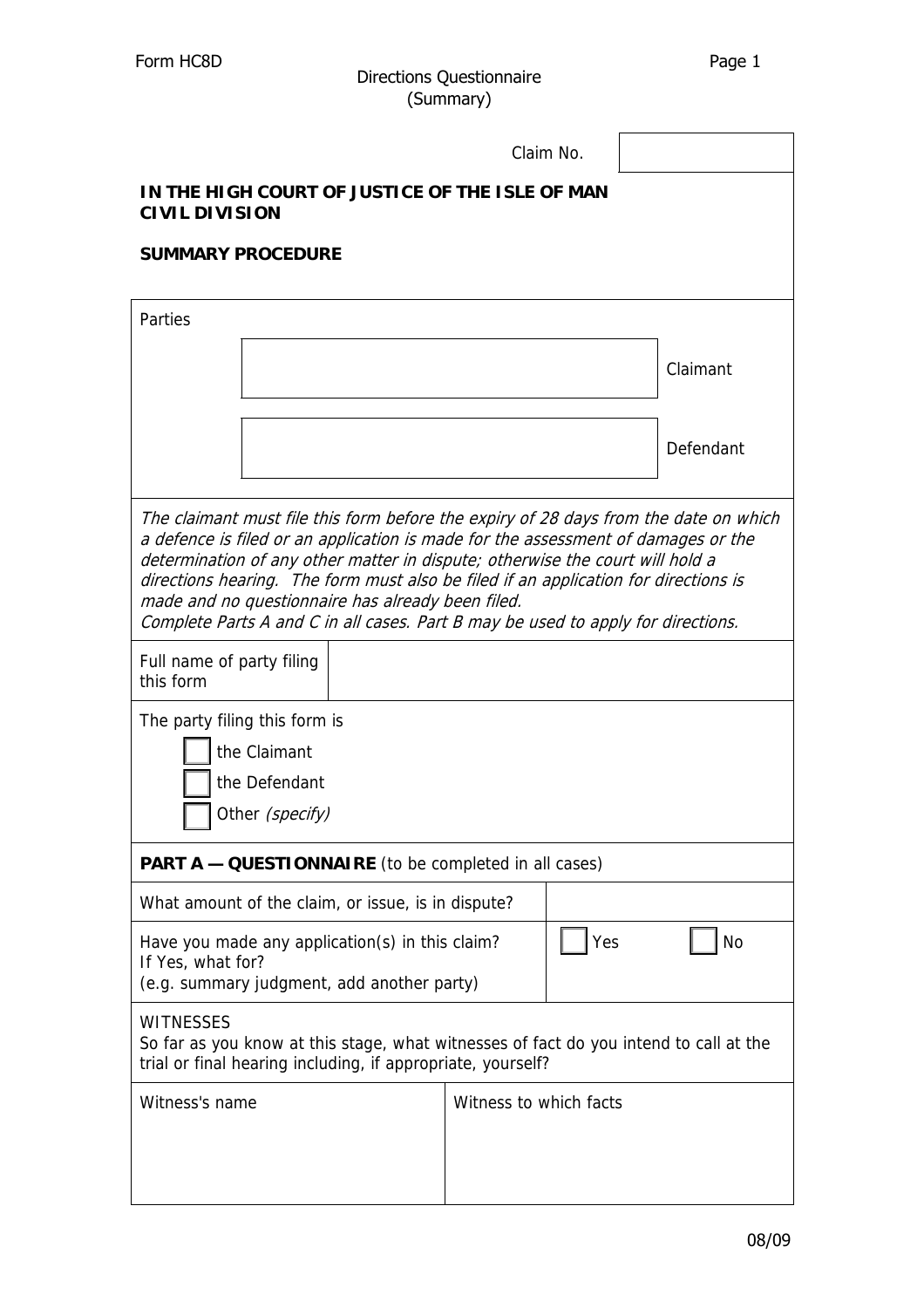Form HC8D

Directions Questionnaire
(Summary)

| Claim No. | |
|---|---|

**IN THE HIGH COURT OF JUSTICE OF THE ISLE OF MAN**
**CIVIL DIVISION**

**SUMMARY PROCEDURE**

Parties

| | |
|---|---|
| | Claimant |
| | Defendant |

*The claimant must file this form before the expiry of 28 days from the date on which a defence is filed or an application is made for the assessment of damages or the determination of any other matter in dispute; otherwise the court will hold a directions hearing. The form must also be filed if an application for directions is made and no questionnaire has already been filed.*
*Complete Parts A and C in all cases. Part B may be used to apply for directions.*

| Full name of party filing this form | |
|---|---|

The party filing this form is

- ☐ the Claimant
- ☐ the Defendant
- ☐ Other *(specify)*

**PART A — QUESTIONNAIRE** (to be completed in all cases)

| | |
|---|---|
| What amount of the claim, or issue, is in dispute? | |
| Have you made any application(s) in this claim? If Yes, what for? (e.g. summary judgment, add another party) | ☐ Yes ☐ No |

WITNESSES
So far as you know at this stage, what witnesses of fact do you intend to call at the trial or final hearing including, if appropriate, yourself?

| Witness's name | Witness to which facts |
|---|---|
| | |

08/09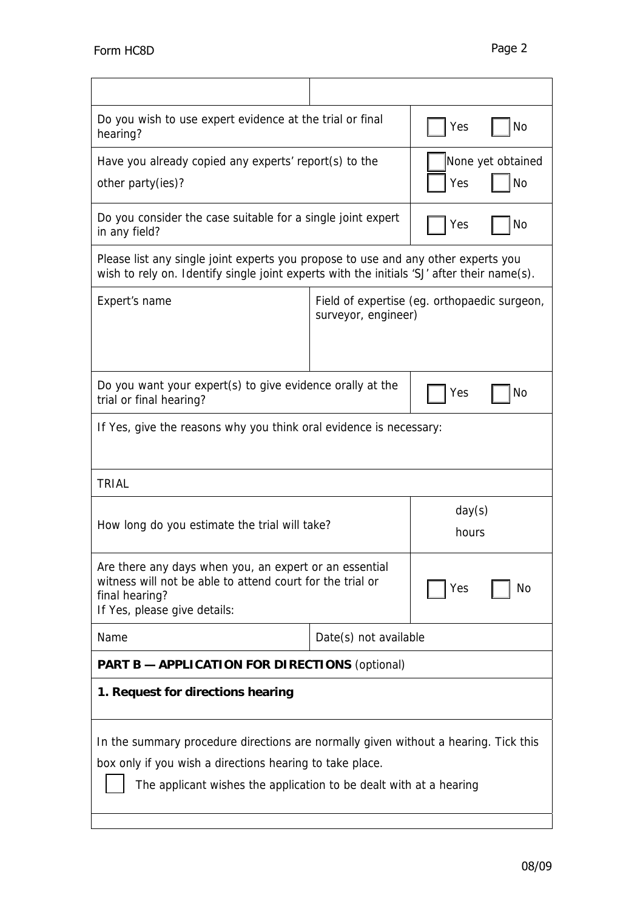| | | |
|---|---|---|
| Do you wish to use expert evidence at the trial or final hearing? | | ☐ Yes ☐ No |
| Have you already copied any experts' report(s) to the other party(ies)? | | ☐ None yet obtained<br>☐ Yes ☐ No |
| Do you consider the case suitable for a single joint expert in any field? | | ☐ Yes ☐ No |
| Please list any single joint experts you propose to use and any other experts you wish to rely on. Identify single joint experts with the initials 'SJ' after their name(s). | | |
| Expert's name | Field of expertise (eg. orthopaedic surgeon, surveyor, engineer) | |
| Do you want your expert(s) to give evidence orally at the trial or final hearing? | | ☐ Yes ☐ No |
| If Yes, give the reasons why you think oral evidence is necessary: | | |
| TRIAL | | |
| How long do you estimate the trial will take? | | day(s)<br>hours |
| Are there any days when you, an expert or an essential witness will not be able to attend court for the trial or final hearing?<br>If Yes, please give details: | | ☐ Yes ☐ No |
| Name | Date(s) not available | |

**PART B — APPLICATION FOR DIRECTIONS** (optional)

**1. Request for directions hearing**

In the summary procedure directions are normally given without a hearing. Tick this box only if you wish a directions hearing to take place.

☐ The applicant wishes the application to be dealt with at a hearing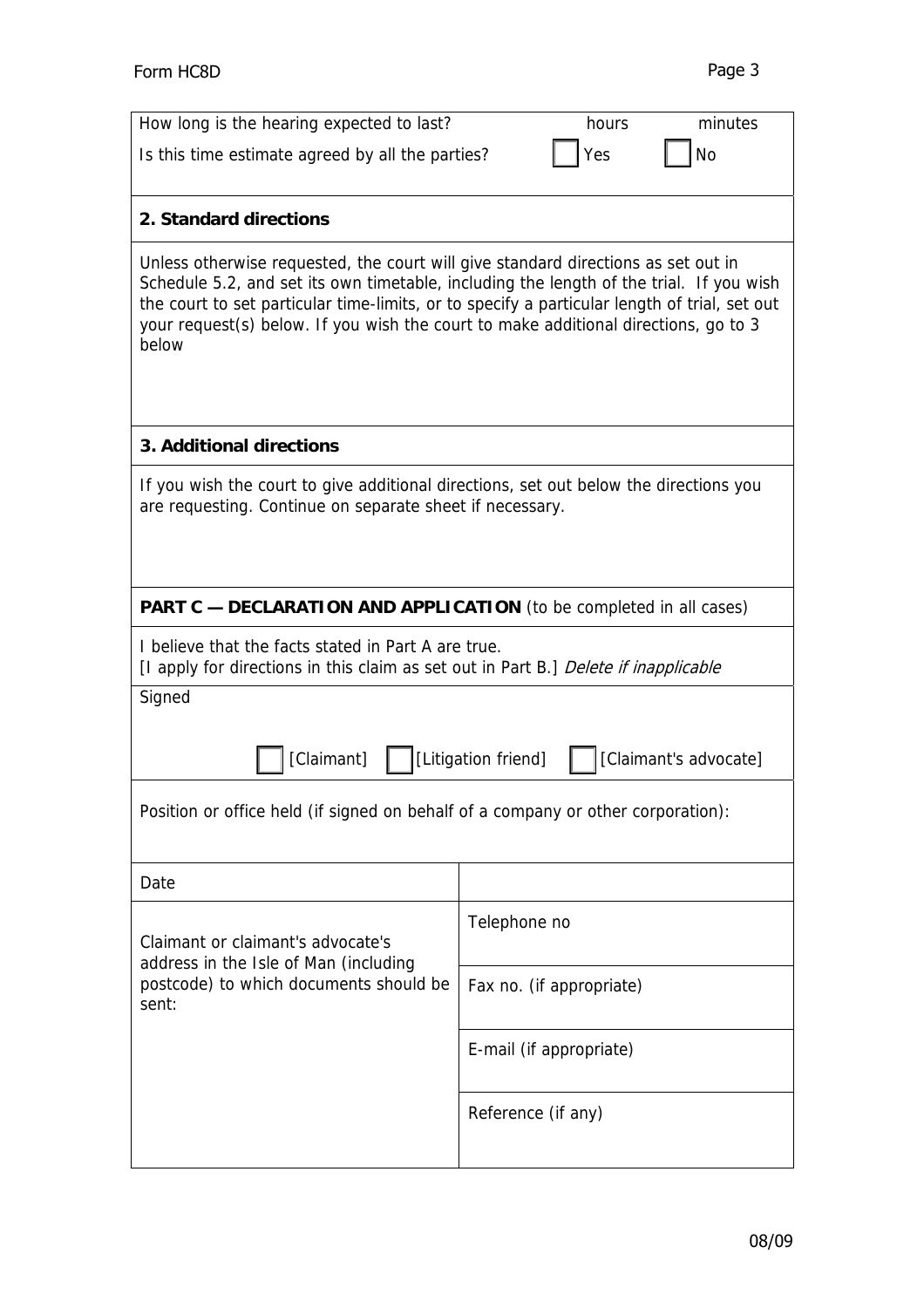| | | |
|---|---|---|
| How long is the hearing expected to last? | hours | minutes |
| Is this time estimate agreed by all the parties? | ☐ Yes | ☐ No |

## 2. Standard directions

Unless otherwise requested, the court will give standard directions as set out in Schedule 5.2, and set its own timetable, including the length of the trial. If you wish the court to set particular time-limits, or to specify a particular length of trial, set out your request(s) below. If you wish the court to make additional directions, go to 3 below

## 3. Additional directions

If you wish the court to give additional directions, set out below the directions you are requesting. Continue on separate sheet if necessary.

## PART C — DECLARATION AND APPLICATION (to be completed in all cases)

I believe that the facts stated in Part A are true.
[I apply for directions in this claim as set out in Part B.] *Delete if inapplicable*

Signed

☐ [Claimant] ☐ [Litigation friend] ☐ [Claimant's advocate]

Position or office held (if signed on behalf of a company or other corporation):

| | |
|---|---|
| Date | |
| Claimant or claimant's advocate's address in the Isle of Man (including postcode) to which documents should be sent: | Telephone no |
| | Fax no. (if appropriate) |
| | E-mail (if appropriate) |
| | Reference (if any) |

08/09